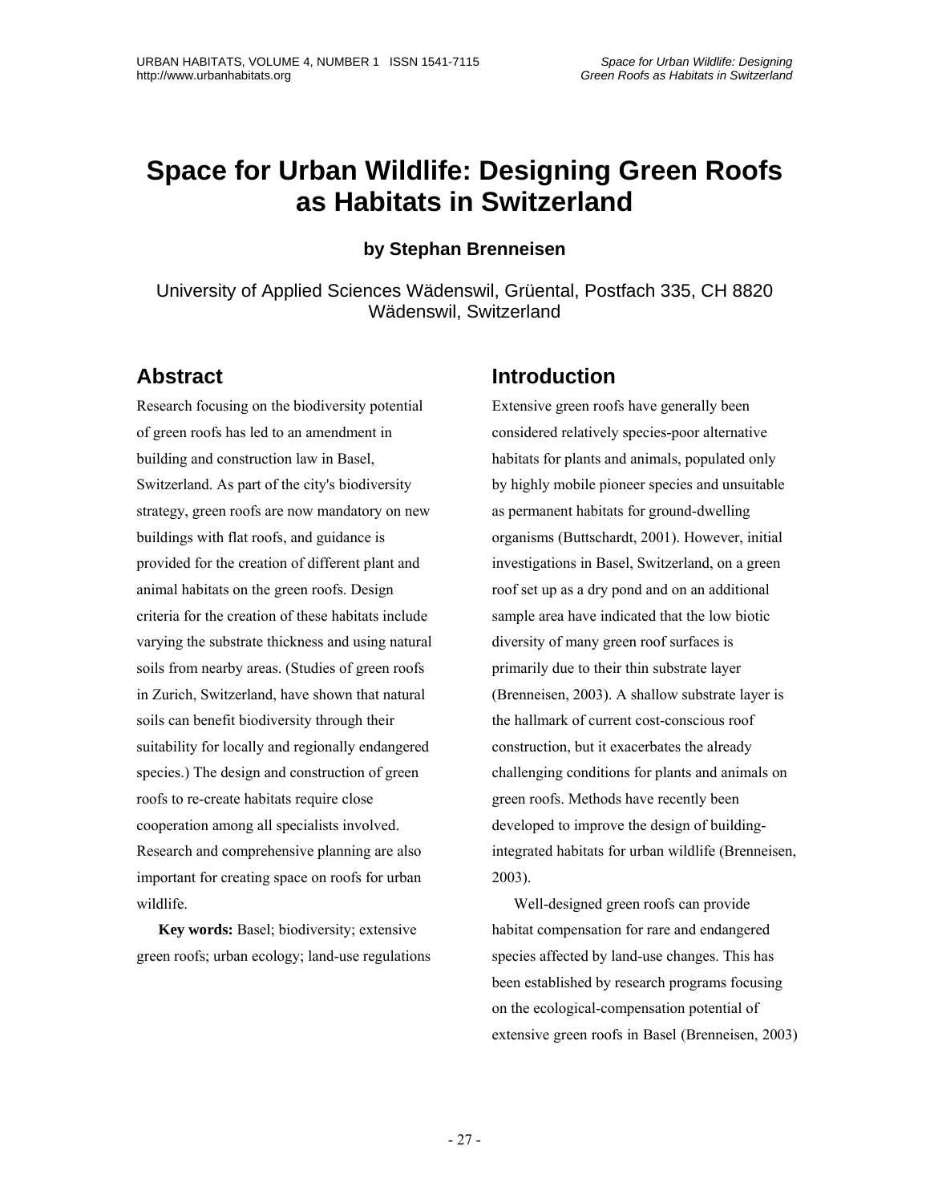# Space for Urban Wildlife: Designing Green Roofs as Habitats in Switzerland

**by Stephan Brenneisen**

University of Applied Sciences Wädenswil, Grüental, Postfach 335, CH 8820 Wädenswil, Switzerland

## Abstract

Research focusing on the biodiversity potential of green roofs has led to an amendment in building and construction law in Basel, Switzerland. As part of the city's biodiversity strategy, green roofs are now mandatory on new buildings with flat roofs, and guidance is provided for the creation of different plant and animal habitats on the green roofs. Design criteria for the creation of these habitats include varying the substrate thickness and using natural soils from nearby areas. (Studies of green roofs in Zurich, Switzerland, have shown that natural soils can benefit biodiversity through their suitability for locally and regionally endangered species.) The design and construction of green roofs to re-create habitats require close cooperation among all specialists involved. Research and comprehensive planning are also important for creating space on roofs for urban wildlife.

**Key words:** Basel; biodiversity; extensive green roofs; urban ecology; land-use regulations

## Introduction

Extensive green roofs have generally been considered relatively species-poor alternative habitats for plants and animals, populated only by highly mobile pioneer species and unsuitable as permanent habitats for ground-dwelling organisms (Buttschardt, 2001). However, initial investigations in Basel, Switzerland, on a green roof set up as a dry pond and on an additional sample area have indicated that the low biotic diversity of many green roof surfaces is primarily due to their thin substrate layer (Brenneisen, 2003). A shallow substrate layer is the hallmark of current cost-conscious roof construction, but it exacerbates the already challenging conditions for plants and animals on green roofs. Methods have recently been developed to improve the design of building-integrated habitats for urban wildlife (Brenneisen, 2003).

Well-designed green roofs can provide habitat compensation for rare and endangered species affected by land-use changes. This has been established by research programs focusing on the ecological-compensation potential of extensive green roofs in Basel (Brenneisen, 2003)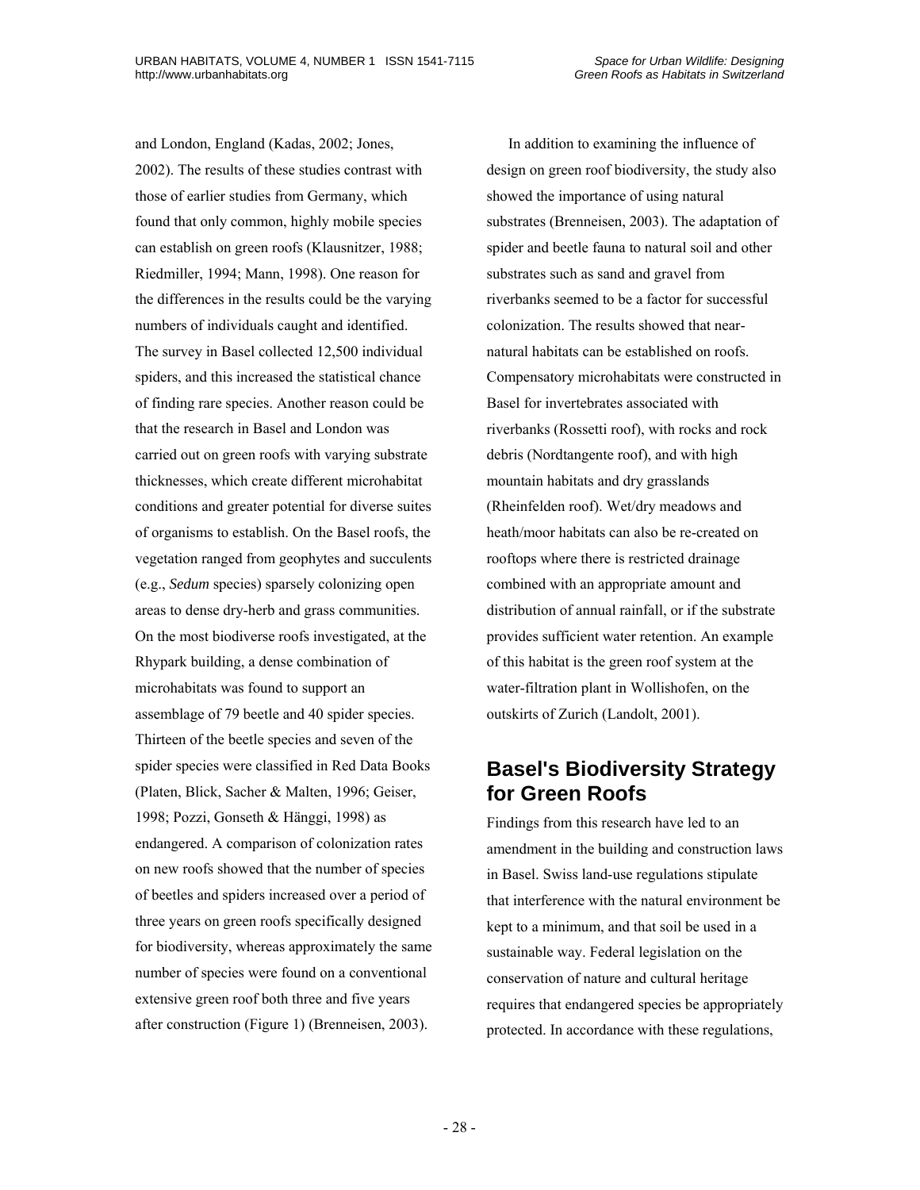and London, England (Kadas, 2002; Jones, 2002). The results of these studies contrast with those of earlier studies from Germany, which found that only common, highly mobile species can establish on green roofs (Klausnitzer, 1988; Riedmiller, 1994; Mann, 1998). One reason for the differences in the results could be the varying numbers of individuals caught and identified. The survey in Basel collected 12,500 individual spiders, and this increased the statistical chance of finding rare species. Another reason could be that the research in Basel and London was carried out on green roofs with varying substrate thicknesses, which create different microhabitat conditions and greater potential for diverse suites of organisms to establish. On the Basel roofs, the vegetation ranged from geophytes and succulents (e.g., *Sedum* species) sparsely colonizing open areas to dense dry-herb and grass communities. On the most biodiverse roofs investigated, at the Rhypark building, a dense combination of microhabitats was found to support an assemblage of 79 beetle and 40 spider species. Thirteen of the beetle species and seven of the spider species were classified in Red Data Books (Platen, Blick, Sacher & Malten, 1996; Geiser, 1998; Pozzi, Gonseth & Hänggi, 1998) as endangered. A comparison of colonization rates on new roofs showed that the number of species of beetles and spiders increased over a period of three years on green roofs specifically designed for biodiversity, whereas approximately the same number of species were found on a conventional extensive green roof both three and five years after construction (Figure 1) (Brenneisen, 2003).

In addition to examining the influence of design on green roof biodiversity, the study also showed the importance of using natural substrates (Brenneisen, 2003). The adaptation of spider and beetle fauna to natural soil and other substrates such as sand and gravel from riverbanks seemed to be a factor for successful colonization. The results showed that near-natural habitats can be established on roofs. Compensatory microhabitats were constructed in Basel for invertebrates associated with riverbanks (Rossetti roof), with rocks and rock debris (Nordtangente roof), and with high mountain habitats and dry grasslands (Rheinfelden roof). Wet/dry meadows and heath/moor habitats can also be re-created on rooftops where there is restricted drainage combined with an appropriate amount and distribution of annual rainfall, or if the substrate provides sufficient water retention. An example of this habitat is the green roof system at the water-filtration plant in Wollishofen, on the outskirts of Zurich (Landolt, 2001).

## Basel's Biodiversity Strategy for Green Roofs

Findings from this research have led to an amendment in the building and construction laws in Basel. Swiss land-use regulations stipulate that interference with the natural environment be kept to a minimum, and that soil be used in a sustainable way. Federal legislation on the conservation of nature and cultural heritage requires that endangered species be appropriately protected. In accordance with these regulations,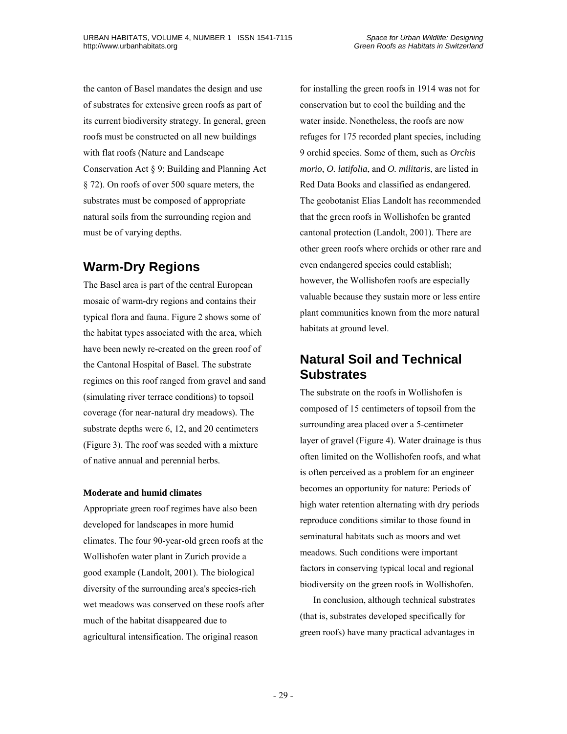the canton of Basel mandates the design and use of substrates for extensive green roofs as part of its current biodiversity strategy. In general, green roofs must be constructed on all new buildings with flat roofs (Nature and Landscape Conservation Act § 9; Building and Planning Act § 72). On roofs of over 500 square meters, the substrates must be composed of appropriate natural soils from the surrounding region and must be of varying depths.

## Warm-Dry Regions

The Basel area is part of the central European mosaic of warm-dry regions and contains their typical flora and fauna. Figure 2 shows some of the habitat types associated with the area, which have been newly re-created on the green roof of the Cantonal Hospital of Basel. The substrate regimes on this roof ranged from gravel and sand (simulating river terrace conditions) to topsoil coverage (for near-natural dry meadows). The substrate depths were 6, 12, and 20 centimeters (Figure 3). The roof was seeded with a mixture of native annual and perennial herbs.

### Moderate and humid climates

Appropriate green roof regimes have also been developed for landscapes in more humid climates. The four 90-year-old green roofs at the Wollishofen water plant in Zurich provide a good example (Landolt, 2001). The biological diversity of the surrounding area's species-rich wet meadows was conserved on these roofs after much of the habitat disappeared due to agricultural intensification. The original reason for installing the green roofs in 1914 was not for conservation but to cool the building and the water inside. Nonetheless, the roofs are now refuges for 175 recorded plant species, including 9 orchid species. Some of them, such as *Orchis morio*, *O. latifolia*, and *O. militaris*, are listed in Red Data Books and classified as endangered. The geobotanist Elias Landolt has recommended that the green roofs in Wollishofen be granted cantonal protection (Landolt, 2001). There are other green roofs where orchids or other rare and even endangered species could establish; however, the Wollishofen roofs are especially valuable because they sustain more or less entire plant communities known from the more natural habitats at ground level.

## Natural Soil and Technical Substrates

The substrate on the roofs in Wollishofen is composed of 15 centimeters of topsoil from the surrounding area placed over a 5-centimeter layer of gravel (Figure 4). Water drainage is thus often limited on the Wollishofen roofs, and what is often perceived as a problem for an engineer becomes an opportunity for nature: Periods of high water retention alternating with dry periods reproduce conditions similar to those found in seminatural habitats such as moors and wet meadows. Such conditions were important factors in conserving typical local and regional biodiversity on the green roofs in Wollishofen.

In conclusion, although technical substrates (that is, substrates developed specifically for green roofs) have many practical advantages in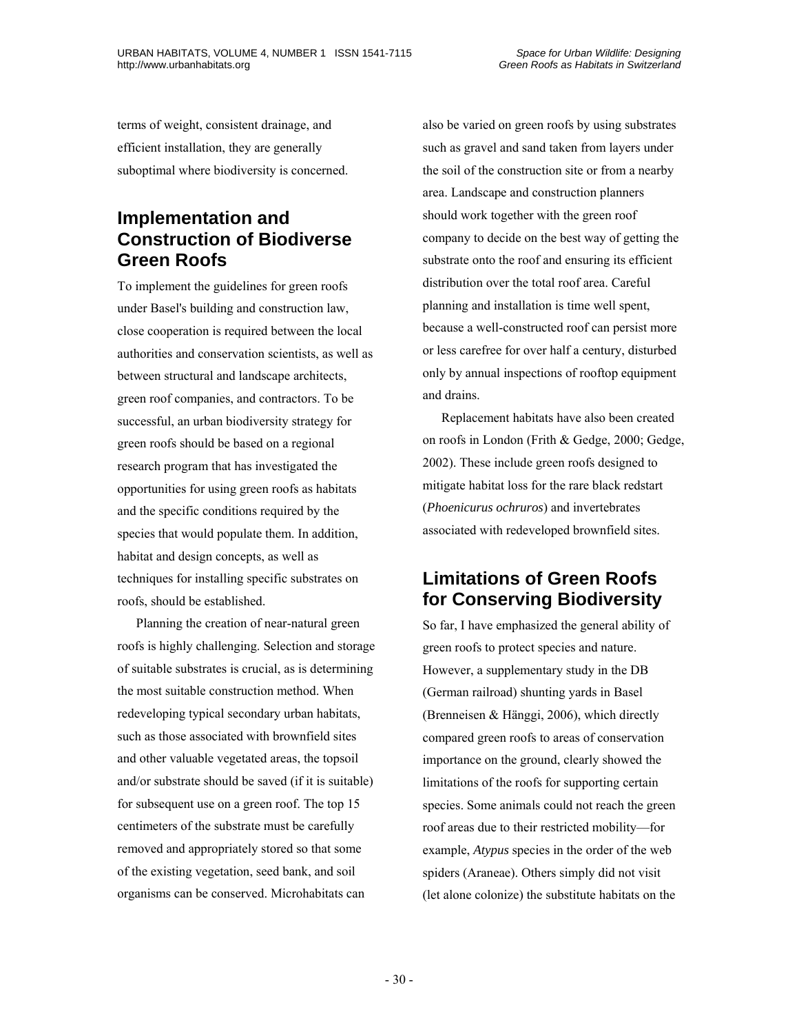terms of weight, consistent drainage, and efficient installation, they are generally suboptimal where biodiversity is concerned.

## Implementation and Construction of Biodiverse Green Roofs

To implement the guidelines for green roofs under Basel's building and construction law, close cooperation is required between the local authorities and conservation scientists, as well as between structural and landscape architects, green roof companies, and contractors. To be successful, an urban biodiversity strategy for green roofs should be based on a regional research program that has investigated the opportunities for using green roofs as habitats and the specific conditions required by the species that would populate them. In addition, habitat and design concepts, as well as techniques for installing specific substrates on roofs, should be established.

Planning the creation of near-natural green roofs is highly challenging. Selection and storage of suitable substrates is crucial, as is determining the most suitable construction method. When redeveloping typical secondary urban habitats, such as those associated with brownfield sites and other valuable vegetated areas, the topsoil and/or substrate should be saved (if it is suitable) for subsequent use on a green roof. The top 15 centimeters of the substrate must be carefully removed and appropriately stored so that some of the existing vegetation, seed bank, and soil organisms can be conserved. Microhabitats can also be varied on green roofs by using substrates such as gravel and sand taken from layers under the soil of the construction site or from a nearby area. Landscape and construction planners should work together with the green roof company to decide on the best way of getting the substrate onto the roof and ensuring its efficient distribution over the total roof area. Careful planning and installation is time well spent, because a well-constructed roof can persist more or less carefree for over half a century, disturbed only by annual inspections of rooftop equipment and drains.

Replacement habitats have also been created on roofs in London (Frith & Gedge, 2000; Gedge, 2002). These include green roofs designed to mitigate habitat loss for the rare black redstart (*Phoenicurus ochruros*) and invertebrates associated with redeveloped brownfield sites.

## Limitations of Green Roofs for Conserving Biodiversity

So far, I have emphasized the general ability of green roofs to protect species and nature. However, a supplementary study in the DB (German railroad) shunting yards in Basel (Brenneisen & Hänggi, 2006), which directly compared green roofs to areas of conservation importance on the ground, clearly showed the limitations of the roofs for supporting certain species. Some animals could not reach the green roof areas due to their restricted mobility—for example, *Atypus* species in the order of the web spiders (Araneae). Others simply did not visit (let alone colonize) the substitute habitats on the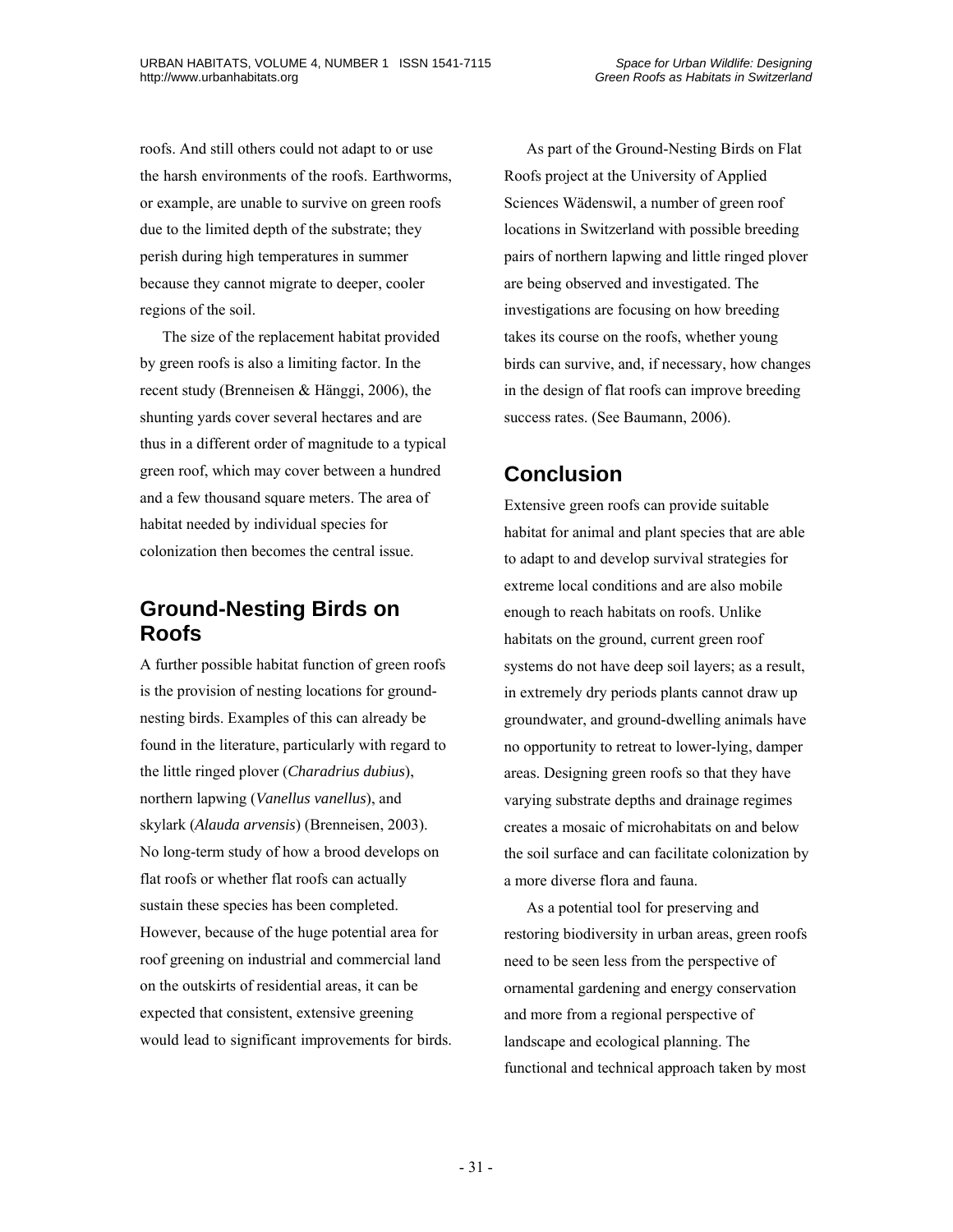roofs. And still others could not adapt to or use the harsh environments of the roofs. Earthworms, or example, are unable to survive on green roofs due to the limited depth of the substrate; they perish during high temperatures in summer because they cannot migrate to deeper, cooler regions of the soil.

The size of the replacement habitat provided by green roofs is also a limiting factor. In the recent study (Brenneisen & Hänggi, 2006), the shunting yards cover several hectares and are thus in a different order of magnitude to a typical green roof, which may cover between a hundred and a few thousand square meters. The area of habitat needed by individual species for colonization then becomes the central issue.

## Ground-Nesting Birds on Roofs

A further possible habitat function of green roofs is the provision of nesting locations for ground-nesting birds. Examples of this can already be found in the literature, particularly with regard to the little ringed plover (*Charadrius dubius*), northern lapwing (*Vanellus vanellus*), and skylark (*Alauda arvensis*) (Brenneisen, 2003). No long-term study of how a brood develops on flat roofs or whether flat roofs can actually sustain these species has been completed. However, because of the huge potential area for roof greening on industrial and commercial land on the outskirts of residential areas, it can be expected that consistent, extensive greening would lead to significant improvements for birds.

As part of the Ground-Nesting Birds on Flat Roofs project at the University of Applied Sciences Wädenswil, a number of green roof locations in Switzerland with possible breeding pairs of northern lapwing and little ringed plover are being observed and investigated. The investigations are focusing on how breeding takes its course on the roofs, whether young birds can survive, and, if necessary, how changes in the design of flat roofs can improve breeding success rates. (See Baumann, 2006).

## Conclusion

Extensive green roofs can provide suitable habitat for animal and plant species that are able to adapt to and develop survival strategies for extreme local conditions and are also mobile enough to reach habitats on roofs. Unlike habitats on the ground, current green roof systems do not have deep soil layers; as a result, in extremely dry periods plants cannot draw up groundwater, and ground-dwelling animals have no opportunity to retreat to lower-lying, damper areas. Designing green roofs so that they have varying substrate depths and drainage regimes creates a mosaic of microhabitats on and below the soil surface and can facilitate colonization by a more diverse flora and fauna.

As a potential tool for preserving and restoring biodiversity in urban areas, green roofs need to be seen less from the perspective of ornamental gardening and energy conservation and more from a regional perspective of landscape and ecological planning. The functional and technical approach taken by most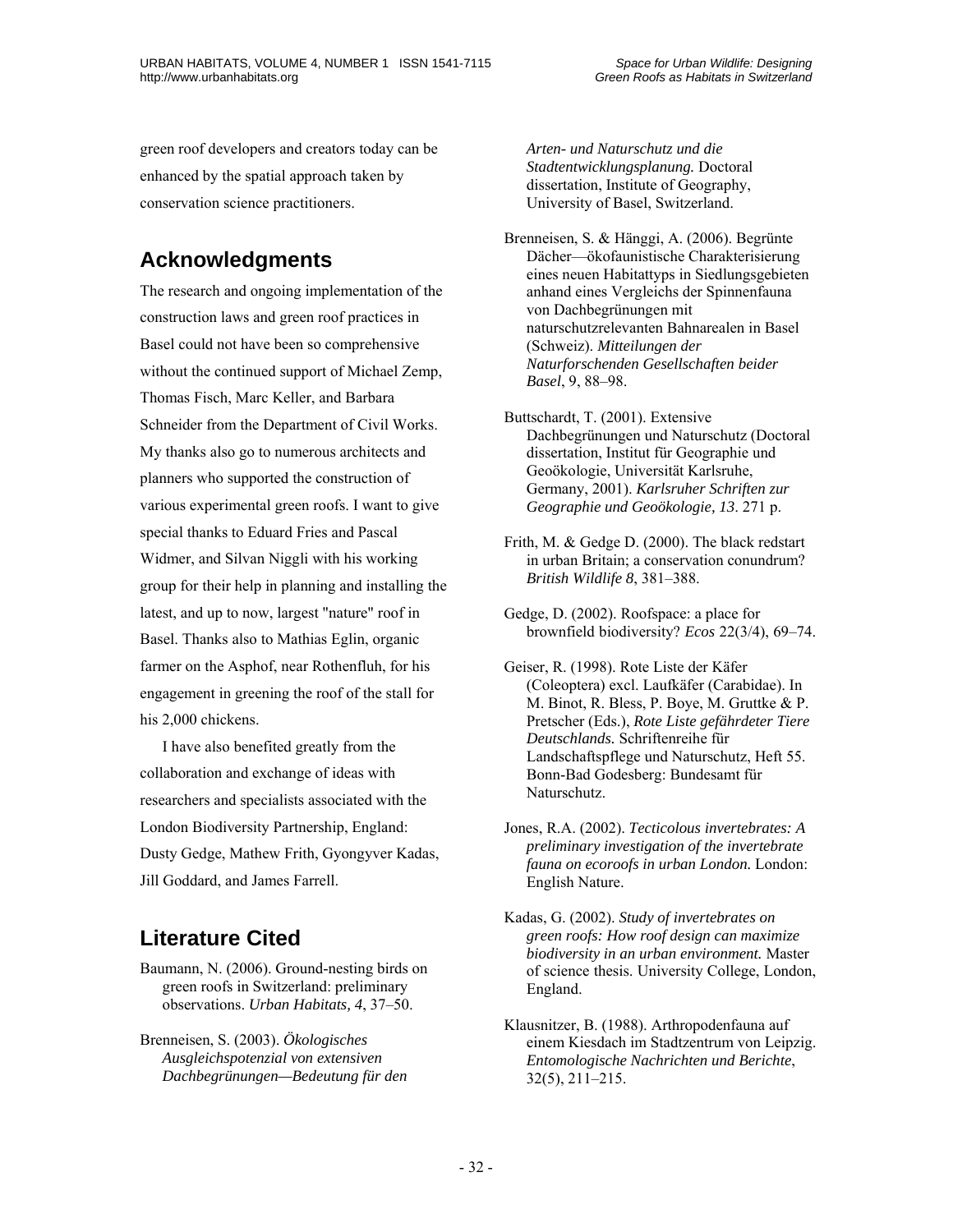green roof developers and creators today can be enhanced by the spatial approach taken by conservation science practitioners.

## Acknowledgments

The research and ongoing implementation of the construction laws and green roof practices in Basel could not have been so comprehensive without the continued support of Michael Zemp, Thomas Fisch, Marc Keller, and Barbara Schneider from the Department of Civil Works. My thanks also go to numerous architects and planners who supported the construction of various experimental green roofs. I want to give special thanks to Eduard Fries and Pascal Widmer, and Silvan Niggli with his working group for their help in planning and installing the latest, and up to now, largest "nature" roof in Basel. Thanks also to Mathias Eglin, organic farmer on the Asphof, near Rothenfluh, for his engagement in greening the roof of the stall for his 2,000 chickens.

I have also benefited greatly from the collaboration and exchange of ideas with researchers and specialists associated with the London Biodiversity Partnership, England: Dusty Gedge, Mathew Frith, Gyongyver Kadas, Jill Goddard, and James Farrell.

## Literature Cited

Baumann, N. (2006). Ground-nesting birds on green roofs in Switzerland: preliminary observations. *Urban Habitats, 4*, 37–50.

Brenneisen, S. (2003). *Ökologisches Ausgleichspotenzial von extensiven Dachbegrünungen—Bedeutung für den Arten- und Naturschutz und die Stadtentwicklungsplanung.* Doctoral dissertation, Institute of Geography, University of Basel, Switzerland.

Brenneisen, S. & Hänggi, A. (2006). Begrünte Dächer—ökofaunistische Charakterisierung eines neuen Habitattyps in Siedlungsgebieten anhand eines Vergleichs der Spinnenfauna von Dachbegrünungen mit naturschutzrelevanten Bahnarealen in Basel (Schweiz). *Mitteilungen der Naturforschenden Gesellschaften beider Basel*, 9, 88–98.

Buttschardt, T. (2001). Extensive Dachbegrünungen und Naturschutz (Doctoral dissertation, Institut für Geographie und Geoökologie, Universität Karlsruhe, Germany, 2001). *Karlsruher Schriften zur Geographie und Geoökologie, 13*. 271 p.

Frith, M. & Gedge D. (2000). The black redstart in urban Britain; a conservation conundrum? *British Wildlife 8*, 381–388.

Gedge, D. (2002). Roofspace: a place for brownfield biodiversity? *Ecos* 22(3/4), 69–74.

Geiser, R. (1998). Rote Liste der Käfer (Coleoptera) excl. Laufkäfer (Carabidae). In M. Binot, R. Bless, P. Boye, M. Gruttke & P. Pretscher (Eds.), *Rote Liste gefährdeter Tiere Deutschlands.* Schriftenreihe für Landschaftspflege und Naturschutz, Heft 55. Bonn-Bad Godesberg: Bundesamt für Naturschutz.

Jones, R.A. (2002). *Tecticolous invertebrates: A preliminary investigation of the invertebrate fauna on ecoroofs in urban London.* London: English Nature.

Kadas, G. (2002). *Study of invertebrates on green roofs: How roof design can maximize biodiversity in an urban environment.* Master of science thesis. University College, London, England.

Klausnitzer, B. (1988). Arthropodenfauna auf einem Kiesdach im Stadtzentrum von Leipzig. *Entomologische Nachrichten und Berichte*, 32(5), 211–215.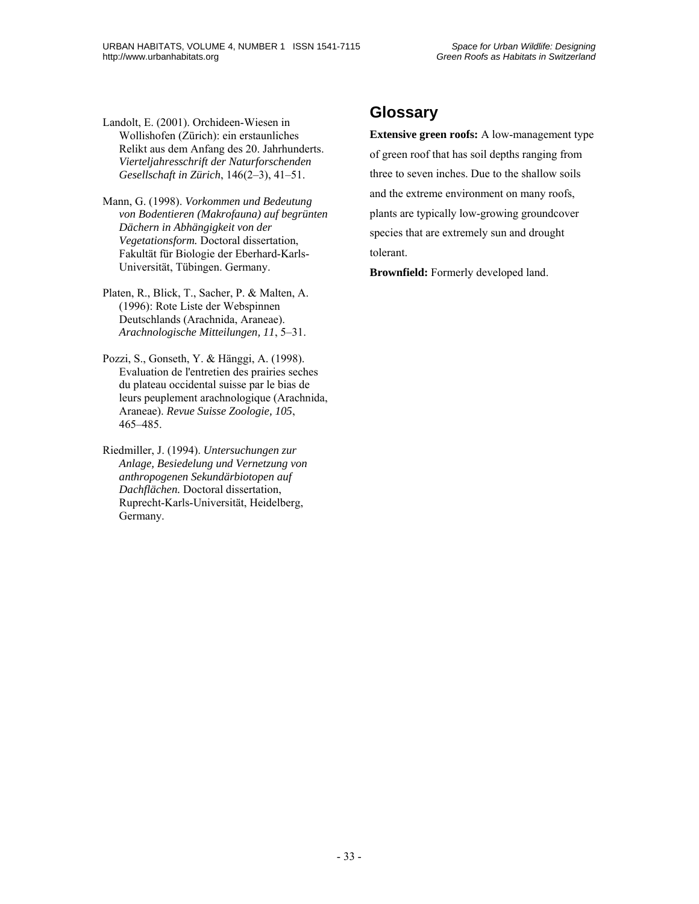Landolt, E. (2001). Orchideen-Wiesen in Wollishofen (Zürich): ein erstaunliches Relikt aus dem Anfang des 20. Jahrhunderts. *Vierteljahresschrift der Naturforschenden Gesellschaft in Zürich*, 146(2–3), 41–51.

Mann, G. (1998). *Vorkommen und Bedeutung von Bodentieren (Makrofauna) auf begrünten Dächern in Abhängigkeit von der Vegetationsform.* Doctoral dissertation, Fakultät für Biologie der Eberhard-Karls-Universität, Tübingen. Germany.

Platen, R., Blick, T., Sacher, P. & Malten, A. (1996): Rote Liste der Webspinnen Deutschlands (Arachnida, Araneae). *Arachnologische Mitteilungen, 11*, 5–31.

Pozzi, S., Gonseth, Y. & Hänggi, A. (1998). Evaluation de l'entretien des prairies seches du plateau occidental suisse par le bias de leurs peuplement arachnologique (Arachnida, Araneae). *Revue Suisse Zoologie, 105*, 465–485.

Riedmiller, J. (1994). *Untersuchungen zur Anlage, Besiedelung und Vernetzung von anthropogenen Sekundärbiotopen auf Dachflächen.* Doctoral dissertation, Ruprecht-Karls-Universität, Heidelberg, Germany.

## Glossary

**Extensive green roofs:** A low-management type of green roof that has soil depths ranging from three to seven inches. Due to the shallow soils and the extreme environment on many roofs, plants are typically low-growing groundcover species that are extremely sun and drought tolerant.

**Brownfield:** Formerly developed land.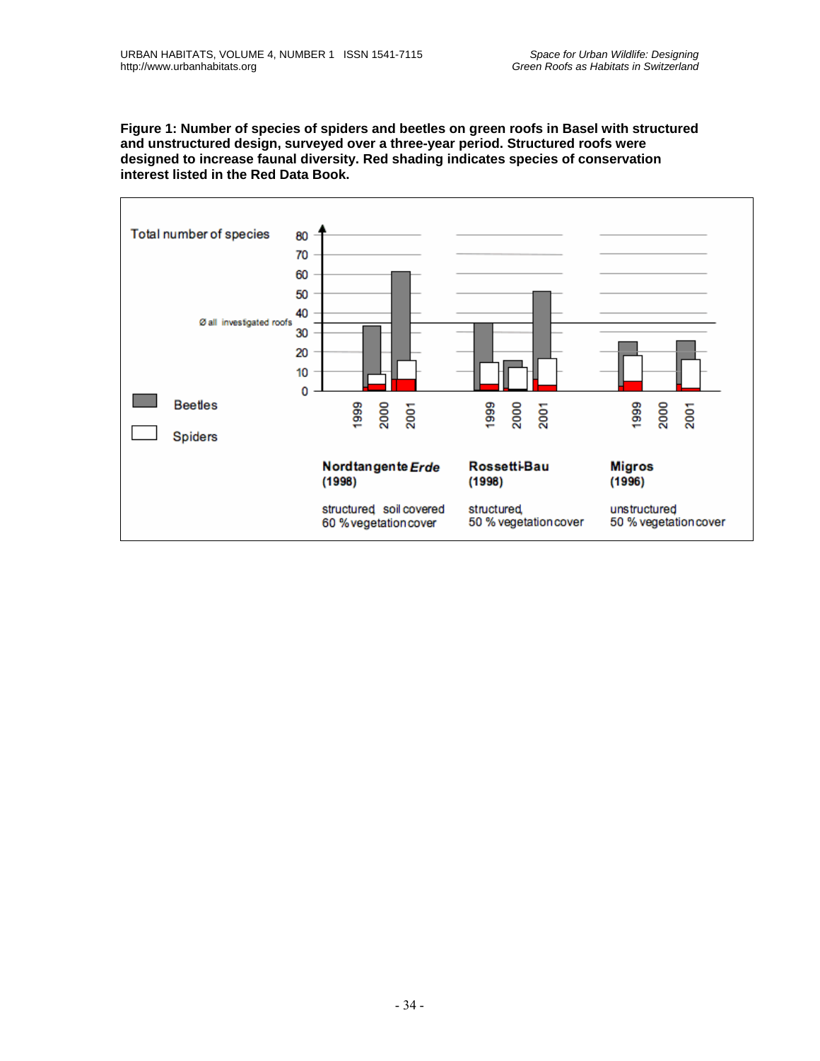**Figure 1: Number of species of spiders and beetles on green roofs in Basel with structured and unstructured design, surveyed over a three-year period. Structured roofs were designed to increase faunal diversity. Red shading indicates species of conservation interest listed in the Red Data Book.**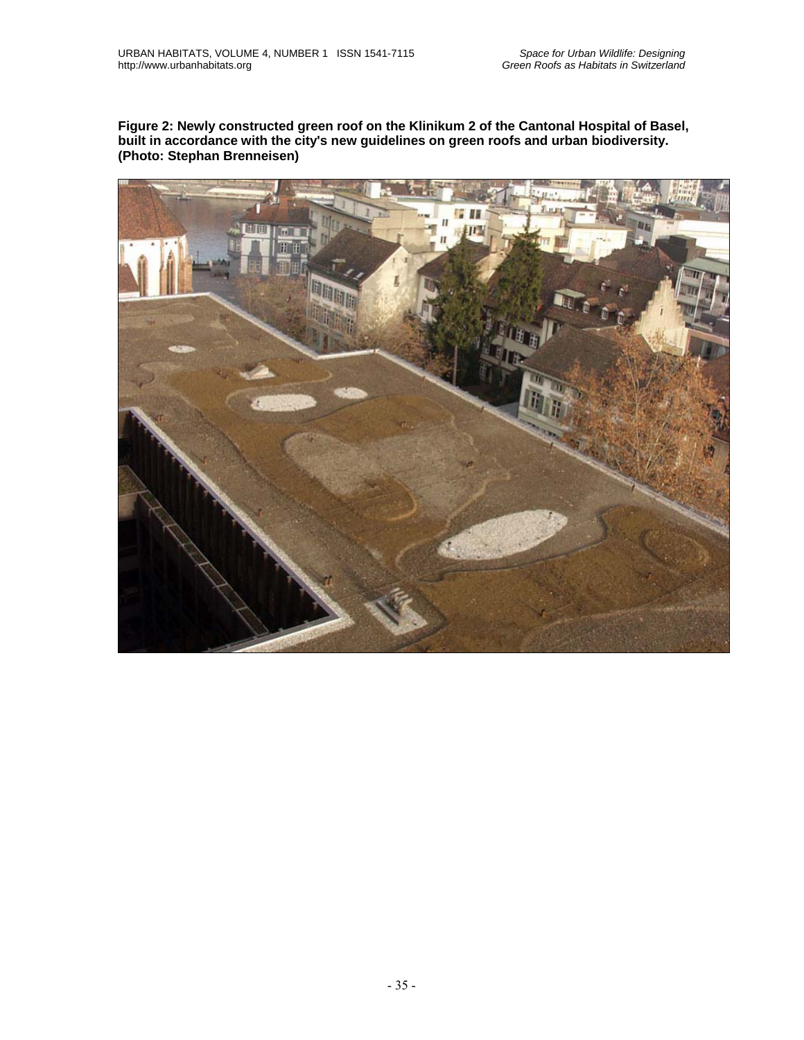**Figure 2: Newly constructed green roof on the Klinikum 2 of the Cantonal Hospital of Basel, built in accordance with the city's new guidelines on green roofs and urban biodiversity. (Photo: Stephan Brenneisen)**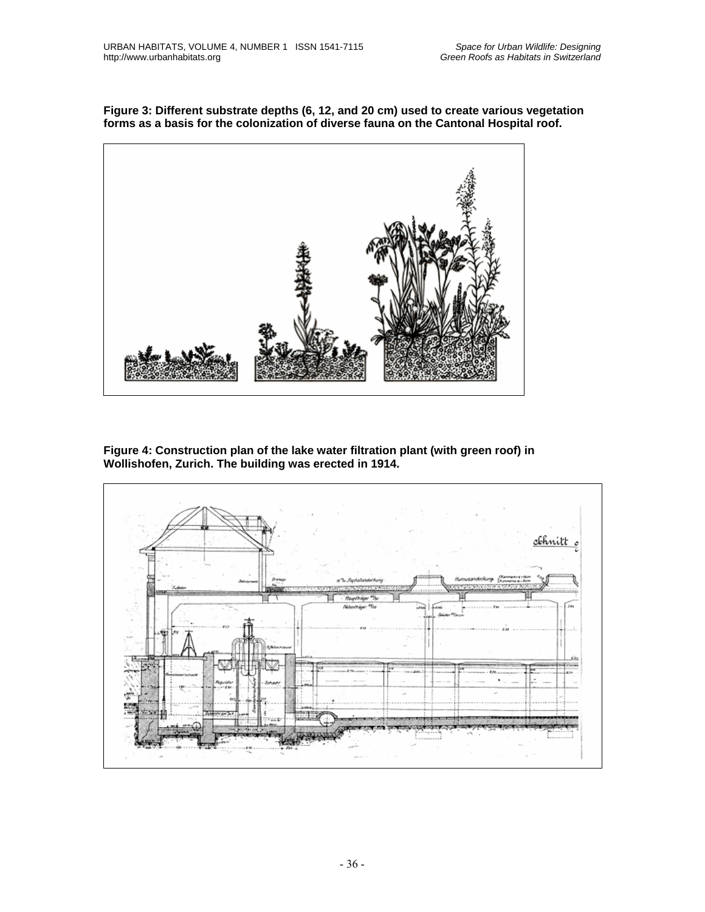**Figure 3: Different substrate depths (6, 12, and 20 cm) used to create various vegetation forms as a basis for the colonization of diverse fauna on the Cantonal Hospital roof.**

**Figure 4: Construction plan of the lake water filtration plant (with green roof) in Wollishofen, Zurich. The building was erected in 1914.**